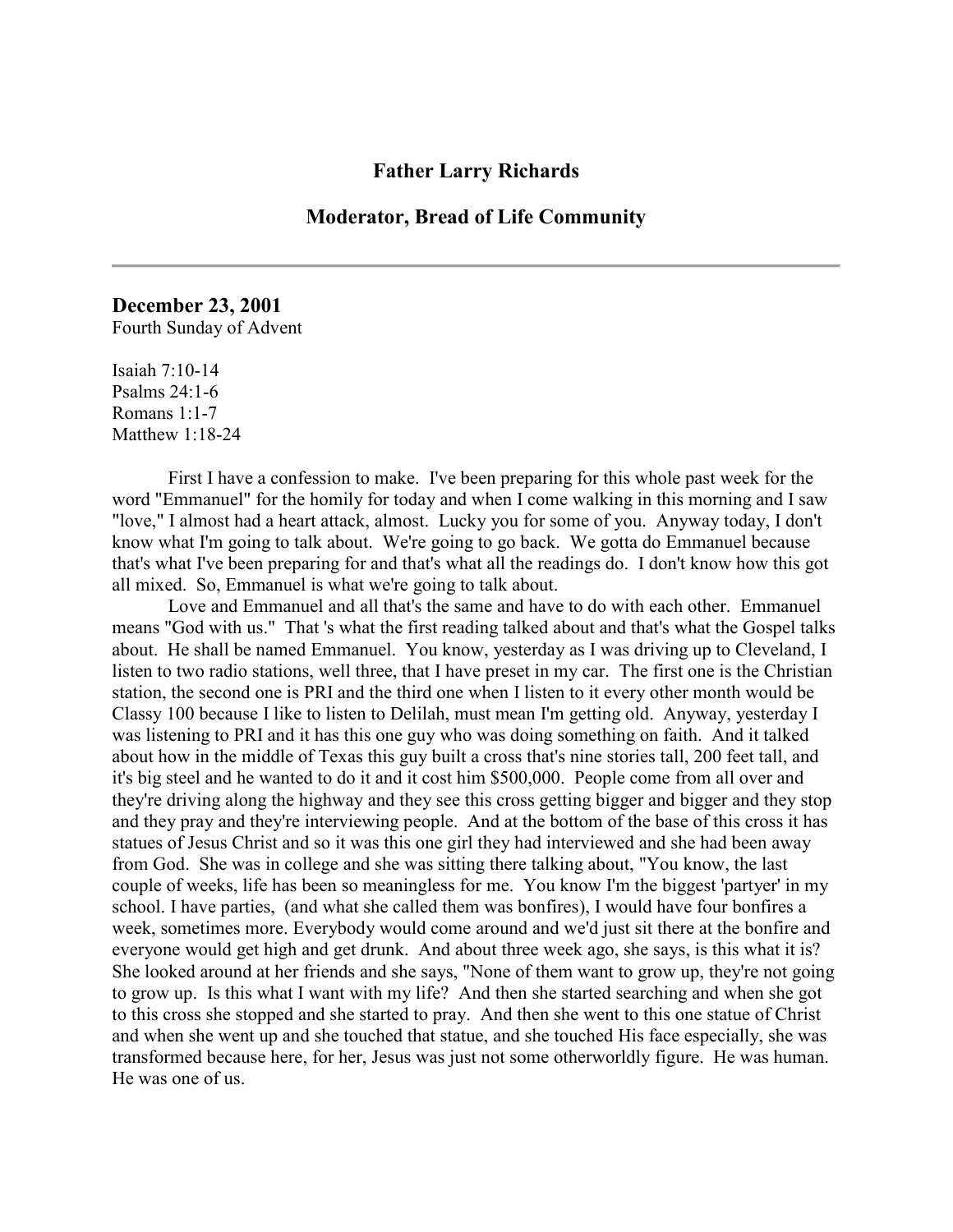**Father Larry Richards**

**Moderator, Bread of Life Community**

---

## December 23, 2001

Fourth Sunday of Advent

Isaiah 7:10-14
Psalms 24:1-6
Romans 1:1-7
Matthew 1:18-24

First I have a confession to make. I've been preparing for this whole past week for the word "Emmanuel" for the homily for today and when I come walking in this morning and I saw "love," I almost had a heart attack, almost. Lucky you for some of you. Anyway today, I don't know what I'm going to talk about. We're going to go back. We gotta do Emmanuel because that's what I've been preparing for and that's what all the readings do. I don't know how this got all mixed. So, Emmanuel is what we're going to talk about.

Love and Emmanuel and all that's the same and have to do with each other. Emmanuel means "God with us." That 's what the first reading talked about and that's what the Gospel talks about. He shall be named Emmanuel. You know, yesterday as I was driving up to Cleveland, I listen to two radio stations, well three, that I have preset in my car. The first one is the Christian station, the second one is PRI and the third one when I listen to it every other month would be Classy 100 because I like to listen to Delilah, must mean I'm getting old. Anyway, yesterday I was listening to PRI and it has this one guy who was doing something on faith. And it talked about how in the middle of Texas this guy built a cross that's nine stories tall, 200 feet tall, and it's big steel and he wanted to do it and it cost him $500,000. People come from all over and they're driving along the highway and they see this cross getting bigger and bigger and they stop and they pray and they're interviewing people. And at the bottom of the base of this cross it has statues of Jesus Christ and so it was this one girl they had interviewed and she had been away from God. She was in college and she was sitting there talking about, "You know, the last couple of weeks, life has been so meaningless for me. You know I'm the biggest 'partyer' in my school. I have parties, (and what she called them was bonfires), I would have four bonfires a week, sometimes more. Everybody would come around and we'd just sit there at the bonfire and everyone would get high and get drunk. And about three week ago, she says, is this what it is? She looked around at her friends and she says, "None of them want to grow up, they're not going to grow up. Is this what I want with my life? And then she started searching and when she got to this cross she stopped and she started to pray. And then she went to this one statue of Christ and when she went up and she touched that statue, and she touched His face especially, she was transformed because here, for her, Jesus was just not some otherworldly figure. He was human. He was one of us.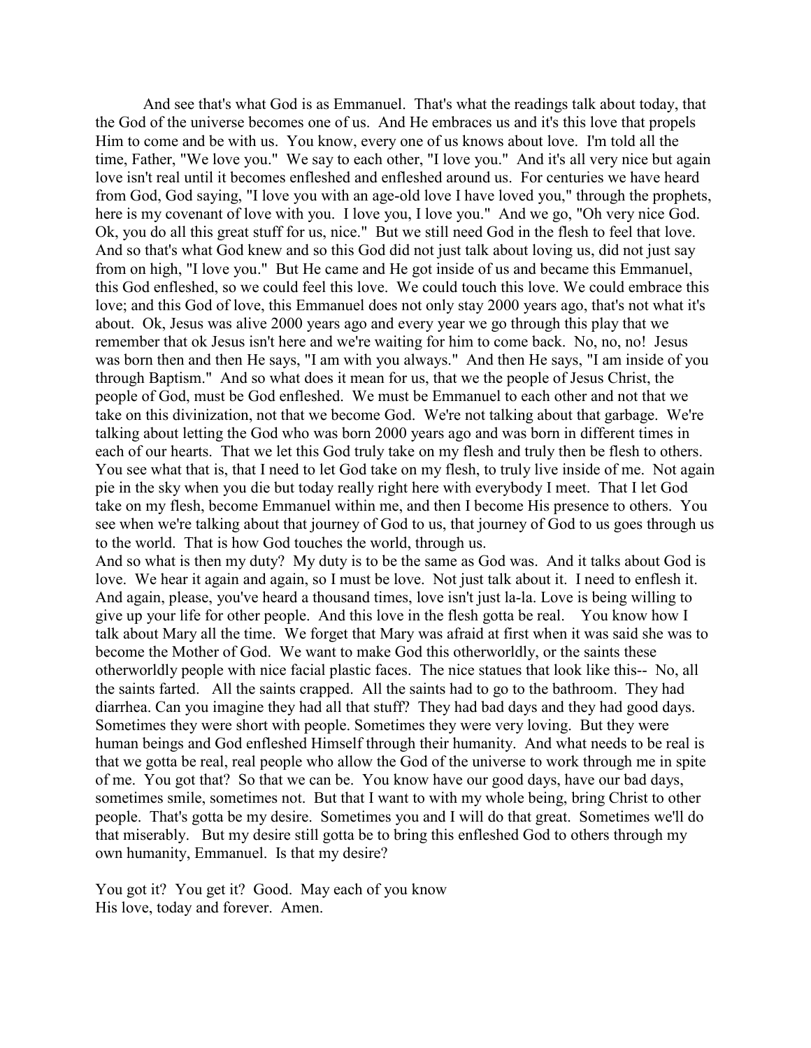And see that's what God is as Emmanuel. That's what the readings talk about today, that the God of the universe becomes one of us. And He embraces us and it's this love that propels Him to come and be with us. You know, every one of us knows about love. I'm told all the time, Father, "We love you." We say to each other, "I love you." And it's all very nice but again love isn't real until it becomes enfleshed and enfleshed around us. For centuries we have heard from God, God saying, "I love you with an age-old love I have loved you," through the prophets, here is my covenant of love with you. I love you, I love you." And we go, "Oh very nice God. Ok, you do all this great stuff for us, nice." But we still need God in the flesh to feel that love. And so that's what God knew and so this God did not just talk about loving us, did not just say from on high, "I love you." But He came and He got inside of us and became this Emmanuel, this God enfleshed, so we could feel this love. We could touch this love. We could embrace this love; and this God of love, this Emmanuel does not only stay 2000 years ago, that's not what it's about. Ok, Jesus was alive 2000 years ago and every year we go through this play that we remember that ok Jesus isn't here and we're waiting for him to come back. No, no, no! Jesus was born then and then He says, "I am with you always." And then He says, "I am inside of you through Baptism." And so what does it mean for us, that we the people of Jesus Christ, the people of God, must be God enfleshed. We must be Emmanuel to each other and not that we take on this divinization, not that we become God. We're not talking about that garbage. We're talking about letting the God who was born 2000 years ago and was born in different times in each of our hearts. That we let this God truly take on my flesh and truly then be flesh to others. You see what that is, that I need to let God take on my flesh, to truly live inside of me. Not again pie in the sky when you die but today really right here with everybody I meet. That I let God take on my flesh, become Emmanuel within me, and then I become His presence to others. You see when we're talking about that journey of God to us, that journey of God to us goes through us to the world. That is how God touches the world, through us.

And so what is then my duty? My duty is to be the same as God was. And it talks about God is love. We hear it again and again, so I must be love. Not just talk about it. I need to enflesh it. And again, please, you've heard a thousand times, love isn't just la-la. Love is being willing to give up your life for other people. And this love in the flesh gotta be real. You know how I talk about Mary all the time. We forget that Mary was afraid at first when it was said she was to become the Mother of God. We want to make God this otherworldly, or the saints these otherworldly people with nice facial plastic faces. The nice statues that look like this-- No, all the saints farted. All the saints crapped. All the saints had to go to the bathroom. They had diarrhea. Can you imagine they had all that stuff? They had bad days and they had good days. Sometimes they were short with people. Sometimes they were very loving. But they were human beings and God enfleshed Himself through their humanity. And what needs to be real is that we gotta be real, real people who allow the God of the universe to work through me in spite of me. You got that? So that we can be. You know have our good days, have our bad days, sometimes smile, sometimes not. But that I want to with my whole being, bring Christ to other people. That's gotta be my desire. Sometimes you and I will do that great. Sometimes we'll do that miserably. But my desire still gotta be to bring this enfleshed God to others through my own humanity, Emmanuel. Is that my desire?

You got it? You get it? Good. May each of you know His love, today and forever. Amen.